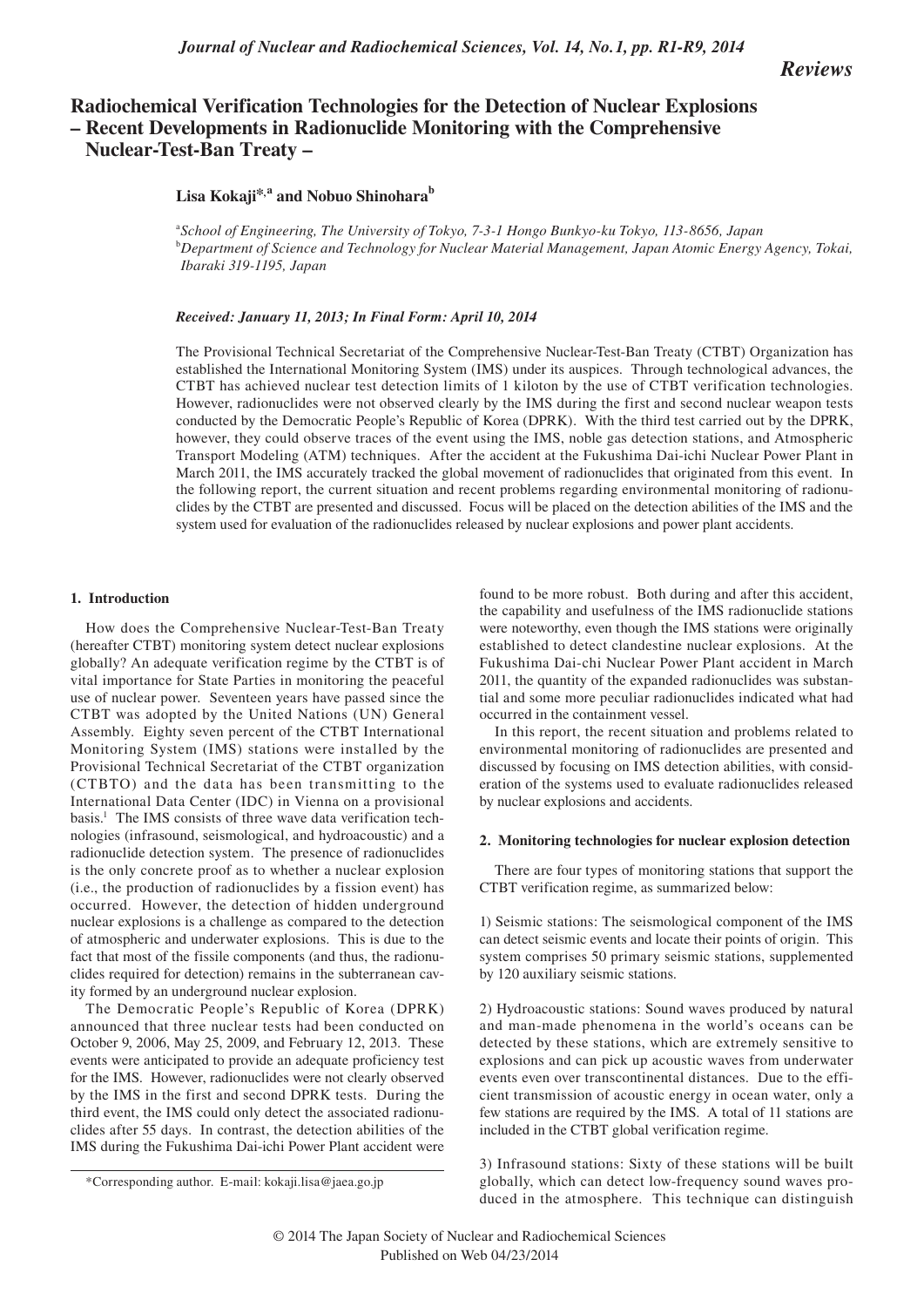*Reviews*

# Radiochemical Verification Technologies for the Detection of Nuclear Explosions – Recent Developments in Radionuclide Monitoring with the Comprehensive Nuclear-Test-Ban Treaty –

**Lisa Kokaji*,[a] and Nobuo Shinohara[b]**

[a]*School of Engineering, The University of Tokyo, 7-3-1 Hongo Bunkyo-ku Tokyo, 113-8656, Japan*
[b]*Department of Science and Technology for Nuclear Material Management, Japan Atomic Energy Agency, Tokai, Ibaraki 319-1195, Japan*

***Received: January 11, 2013; In Final Form: April 10, 2014***

The Provisional Technical Secretariat of the Comprehensive Nuclear-Test-Ban Treaty (CTBT) Organization has established the International Monitoring System (IMS) under its auspices. Through technological advances, the CTBT has achieved nuclear test detection limits of 1 kiloton by the use of CTBT verification technologies. However, radionuclides were not observed clearly by the IMS during the first and second nuclear weapon tests conducted by the Democratic People's Republic of Korea (DPRK). With the third test carried out by the DPRK, however, they could observe traces of the event using the IMS, noble gas detection stations, and Atmospheric Transport Modeling (ATM) techniques. After the accident at the Fukushima Dai-ichi Nuclear Power Plant in March 2011, the IMS accurately tracked the global movement of radionuclides that originated from this event. In the following report, the current situation and recent problems regarding environmental monitoring of radionuclides by the CTBT are presented and discussed. Focus will be placed on the detection abilities of the IMS and the system used for evaluation of the radionuclides released by nuclear explosions and power plant accidents.

## 1. Introduction

How does the Comprehensive Nuclear-Test-Ban Treaty (hereafter CTBT) monitoring system detect nuclear explosions globally? An adequate verification regime by the CTBT is of vital importance for State Parties in monitoring the peaceful use of nuclear power. Seventeen years have passed since the CTBT was adopted by the United Nations (UN) General Assembly. Eighty seven percent of the CTBT International Monitoring System (IMS) stations were installed by the Provisional Technical Secretariat of the CTBT organization (CTBTO) and the data has been transmitting to the International Data Center (IDC) in Vienna on a provisional basis.[1] The IMS consists of three wave data verification technologies (infrasound, seismological, and hydroacoustic) and a radionuclide detection system. The presence of radionuclides is the only concrete proof as to whether a nuclear explosion (i.e., the production of radionuclides by a fission event) has occurred. However, the detection of hidden underground nuclear explosions is a challenge as compared to the detection of atmospheric and underwater explosions. This is due to the fact that most of the fissile components (and thus, the radionuclides required for detection) remains in the subterranean cavity formed by an underground nuclear explosion.

The Democratic People's Republic of Korea (DPRK) announced that three nuclear tests had been conducted on October 9, 2006, May 25, 2009, and February 12, 2013. These events were anticipated to provide an adequate proficiency test for the IMS. However, radionuclides were not clearly observed by the IMS in the first and second DPRK tests. During the third event, the IMS could only detect the associated radionuclides after 55 days. In contrast, the detection abilities of the IMS during the Fukushima Dai-ichi Power Plant accident were found to be more robust. Both during and after this accident, the capability and usefulness of the IMS radionuclide stations were noteworthy, even though the IMS stations were originally established to detect clandestine nuclear explosions. At the Fukushima Dai-chi Nuclear Power Plant accident in March 2011, the quantity of the expanded radionuclides was substantial and some more peculiar radionuclides indicated what had occurred in the containment vessel.

In this report, the recent situation and problems related to environmental monitoring of radionuclides are presented and discussed by focusing on IMS detection abilities, with consideration of the systems used to evaluate radionuclides released by nuclear explosions and accidents.

## 2. Monitoring technologies for nuclear explosion detection

There are four types of monitoring stations that support the CTBT verification regime, as summarized below:

1) Seismic stations: The seismological component of the IMS can detect seismic events and locate their points of origin. This system comprises 50 primary seismic stations, supplemented by 120 auxiliary seismic stations.

2) Hydroacoustic stations: Sound waves produced by natural and man-made phenomena in the world's oceans can be detected by these stations, which are extremely sensitive to explosions and can pick up acoustic waves from underwater events even over transcontinental distances. Due to the efficient transmission of acoustic energy in ocean water, only a few stations are required by the IMS. A total of 11 stations are included in the CTBT global verification regime.

3) Infrasound stations: Sixty of these stations will be built globally, which can detect low-frequency sound waves produced in the atmosphere. This technique can distinguish

*Corresponding author. E-mail: kokaji.lisa@jaea.go.jp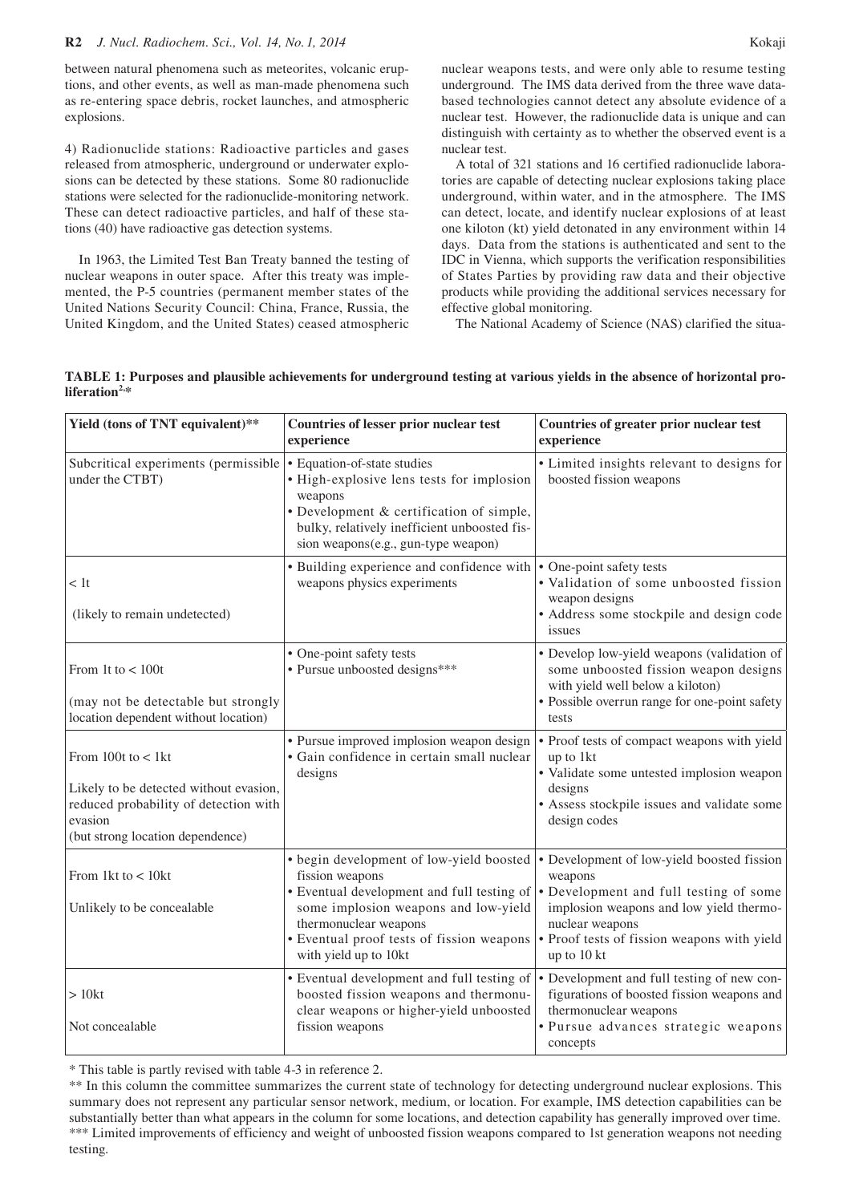between natural phenomena such as meteorites, volcanic eruptions, and other events, as well as man-made phenomena such as re-entering space debris, rocket launches, and atmospheric explosions.

4) Radionuclide stations: Radioactive particles and gases released from atmospheric, underground or underwater explosions can be detected by these stations. Some 80 radionuclide stations were selected for the radionuclide-monitoring network. These can detect radioactive particles, and half of these stations (40) have radioactive gas detection systems.

In 1963, the Limited Test Ban Treaty banned the testing of nuclear weapons in outer space. After this treaty was implemented, the P-5 countries (permanent member states of the United Nations Security Council: China, France, Russia, the United Kingdom, and the United States) ceased atmospheric nuclear weapons tests, and were only able to resume testing underground. The IMS data derived from the three wave data-based technologies cannot detect any absolute evidence of a nuclear test. However, the radionuclide data is unique and can distinguish with certainty as to whether the observed event is a nuclear test.

A total of 321 stations and 16 certified radionuclide laboratories are capable of detecting nuclear explosions taking place underground, within water, and in the atmosphere. The IMS can detect, locate, and identify nuclear explosions of at least one kiloton (kt) yield detonated in any environment within 14 days. Data from the stations is authenticated and sent to the IDC in Vienna, which supports the verification responsibilities of States Parties by providing raw data and their objective products while providing the additional services necessary for effective global monitoring.

The National Academy of Science (NAS) clarified the situa-

**TABLE 1: Purposes and plausible achievements for underground testing at various yields in the absence of horizontal proliferation[2,*]**

| Yield (tons of TNT equivalent)** | Countries of lesser prior nuclear test experience | Countries of greater prior nuclear test experience |
|---|---|---|
| Subcritical experiments (permissible under the CTBT) | • Equation-of-state studies<br>• High-explosive lens tests for implosion weapons<br>• Development & certification of simple, bulky, relatively inefficient unboosted fission weapons(e.g., gun-type weapon) | • Limited insights relevant to designs for boosted fission weapons |
| < 1t<br><br>(likely to remain undetected) | • Building experience and confidence with weapons physics experiments | • One-point safety tests<br>• Validation of some unboosted fission weapon designs<br>• Address some stockpile and design code issues |
| From 1t to < 100t<br><br>(may not be detectable but strongly location dependent without location) | • One-point safety tests<br>• Pursue unboosted designs*** | • Develop low-yield weapons (validation of some unboosted fission weapon designs with yield well below a kiloton)<br>• Possible overrun range for one-point safety tests |
| From 100t to < 1kt<br><br>Likely to be detected without evasion, reduced probability of detection with evasion<br>(but strong location dependence) | • Pursue improved implosion weapon design<br>• Gain confidence in certain small nuclear designs | • Proof tests of compact weapons with yield up to 1kt<br>• Validate some untested implosion weapon designs<br>• Assess stockpile issues and validate some design codes |
| From 1kt to < 10kt<br><br>Unlikely to be concealable | • begin development of low-yield boosted fission weapons<br>• Eventual development and full testing of some implosion weapons and low-yield thermonuclear weapons<br>• Eventual proof tests of fission weapons with yield up to 10kt | • Development of low-yield boosted fission weapons<br>• Development and full testing of some implosion weapons and low yield thermonuclear weapons<br>• Proof tests of fission weapons with yield up to 10 kt |
| > 10kt<br><br>Not concealable | • Eventual development and full testing of boosted fission weapons and thermonuclear weapons or higher-yield unboosted fission weapons | • Development and full testing of new configurations of boosted fission weapons and thermonuclear weapons<br>• Pursue advances strategic weapons concepts |

\* This table is partly revised with table 4-3 in reference 2.

** In this column the committee summarizes the current state of technology for detecting underground nuclear explosions. This summary does not represent any particular sensor network, medium, or location. For example, IMS detection capabilities can be substantially better than what appears in the column for some locations, and detection capability has generally improved over time.

*** Limited improvements of efficiency and weight of unboosted fission weapons compared to 1st generation weapons not needing testing.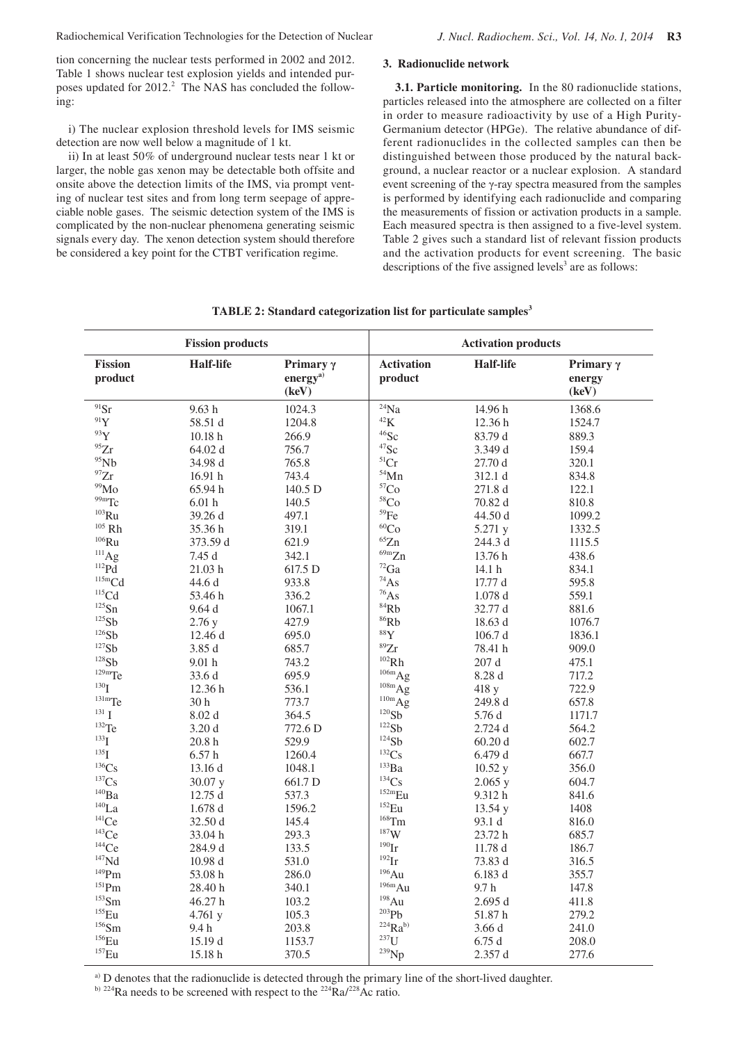tion concerning the nuclear tests performed in 2002 and 2012. Table 1 shows nuclear test explosion yields and intended purposes updated for 2012.[2] The NAS has concluded the following:

i) The nuclear explosion threshold levels for IMS seismic detection are now well below a magnitude of 1 kt.

ii) In at least 50% of underground nuclear tests near 1 kt or larger, the noble gas xenon may be detectable both offsite and onsite above the detection limits of the IMS, via prompt venting of nuclear test sites and from long term seepage of appreciable noble gases. The seismic detection system of the IMS is complicated by the non-nuclear phenomena generating seismic signals every day. The xenon detection system should therefore be considered a key point for the CTBT verification regime.

## 3. Radionuclide network

**3.1. Particle monitoring.** In the 80 radionuclide stations, particles released into the atmosphere are collected on a filter in order to measure radioactivity by use of a High Purity-Germanium detector (HPGe). The relative abundance of different radionuclides in the collected samples can then be distinguished between those produced by the natural background, a nuclear reactor or a nuclear explosion. A standard event screening of the γ-ray spectra measured from the samples is performed by identifying each radionuclide and comparing the measurements of fission or activation products in a sample. Each measured spectra is then assigned to a five-level system. Table 2 gives such a standard list of relevant fission products and the activation products for event screening. The basic descriptions of the five assigned levels[3] are as follows:

**TABLE 2: Standard categorization list for particulate samples[3]**

| Fission products | | | Activation products | | |
|---|---|---|---|---|---|
| Fission product | Half-life | Primary γ energy[a)] (keV) | Activation product | Half-life | Primary γ energy (keV) |
| $^{91}$Sr | 9.63 h | 1024.3 | $^{24}$Na | 14.96 h | 1368.6 |
| $^{91}$Y | 58.51 d | 1204.8 | $^{42}$K | 12.36 h | 1524.7 |
| $^{93}$Y | 10.18 h | 266.9 | $^{46}$Sc | 83.79 d | 889.3 |
| $^{95}$Zr | 64.02 d | 756.7 | $^{47}$Sc | 3.349 d | 159.4 |
| $^{95}$Nb | 34.98 d | 765.8 | $^{51}$Cr | 27.70 d | 320.1 |
| $^{97}$Zr | 16.91 h | 743.4 | $^{54}$Mn | 312.1 d | 834.8 |
| $^{99}$Mo | 65.94 h | 140.5 D | $^{57}$Co | 271.8 d | 122.1 |
| $^{99m}$Tc | 6.01 h | 140.5 | $^{58}$Co | 70.82 d | 810.8 |
| $^{103}$Ru | 39.26 d | 497.1 | $^{59}$Fe | 44.50 d | 1099.2 |
| $^{105}$Rh | 35.36 h | 319.1 | $^{60}$Co | 5.271 y | 1332.5 |
| $^{106}$Ru | 373.59 d | 621.9 | $^{65}$Zn | 244.3 d | 1115.5 |
| $^{111}$Ag | 7.45 d | 342.1 | $^{69m}$Zn | 13.76 h | 438.6 |
| $^{112}$Pd | 21.03 h | 617.5 D | $^{72}$Ga | 14.1 h | 834.1 |
| $^{115m}$Cd | 44.6 d | 933.8 | $^{74}$As | 17.77 d | 595.8 |
| $^{115}$Cd | 53.46 h | 336.2 | $^{76}$As | 1.078 d | 559.1 |
| $^{125}$Sn | 9.64 d | 1067.1 | $^{84}$Rb | 32.77 d | 881.6 |
| $^{125}$Sb | 2.76 y | 427.9 | $^{86}$Rb | 18.63 d | 1076.7 |
| $^{126}$Sb | 12.46 d | 695.0 | $^{88}$Y | 106.7 d | 1836.1 |
| $^{127}$Sb | 3.85 d | 685.7 | $^{89}$Zr | 78.41 h | 909.0 |
| $^{128}$Sb | 9.01 h | 743.2 | $^{102}$Rh | 207 d | 475.1 |
| $^{129m}$Te | 33.6 d | 695.9 | $^{106m}$Ag | 8.28 d | 717.2 |
| $^{130}$I | 12.36 h | 536.1 | $^{108m}$Ag | 418 y | 722.9 |
| $^{131m}$Te | 30 h | 773.7 | $^{110m}$Ag | 249.8 d | 657.8 |
| $^{131}$I | 8.02 d | 364.5 | $^{120}$Sb | 5.76 d | 1171.7 |
| $^{132}$Te | 3.20 d | 772.6 D | $^{122}$Sb | 2.724 d | 564.2 |
| $^{133}$I | 20.8 h | 529.9 | $^{124}$Sb | 60.20 d | 602.7 |
| $^{135}$I | 6.57 h | 1260.4 | $^{132}$Cs | 6.479 d | 667.7 |
| $^{136}$Cs | 13.16 d | 1048.1 | $^{133}$Ba | 10.52 y | 356.0 |
| $^{137}$Cs | 30.07 y | 661.7 D | $^{134}$Cs | 2.065 y | 604.7 |
| $^{140}$Ba | 12.75 d | 537.3 | $^{152m}$Eu | 9.312 h | 841.6 |
| $^{140}$La | 1.678 d | 1596.2 | $^{152}$Eu | 13.54 y | 1408 |
| $^{141}$Ce | 32.50 d | 145.4 | $^{168}$Tm | 93.1 d | 816.0 |
| $^{143}$Ce | 33.04 h | 293.3 | $^{187}$W | 23.72 h | 685.7 |
| $^{144}$Ce | 284.9 d | 133.5 | $^{190}$Ir | 11.78 d | 186.7 |
| $^{147}$Nd | 10.98 d | 531.0 | $^{192}$Ir | 73.83 d | 316.5 |
| $^{149}$Pm | 53.08 h | 286.0 | $^{196}$Au | 6.183 d | 355.7 |
| $^{151}$Pm | 28.40 h | 340.1 | $^{196m}$Au | 9.7 h | 147.8 |
| $^{153}$Sm | 46.27 h | 103.2 | $^{198}$Au | 2.695 d | 411.8 |
| $^{155}$Eu | 4.761 y | 105.3 | $^{203}$Pb | 51.87 h | 279.2 |
| $^{156}$Sm | 9.4 h | 203.8 | $^{224}$Ra[b)] | 3.66 d | 241.0 |
| $^{156}$Eu | 15.19 d | 1153.7 | $^{237}$U | 6.75 d | 208.0 |
| $^{157}$Eu | 15.18 h | 370.5 | $^{239}$Np | 2.357 d | 277.6 |

[a)] D denotes that the radionuclide is detected through the primary line of the short-lived daughter.
[b)] $^{224}$Ra needs to be screened with respect to the $^{224}$Ra/$^{228}$Ac ratio.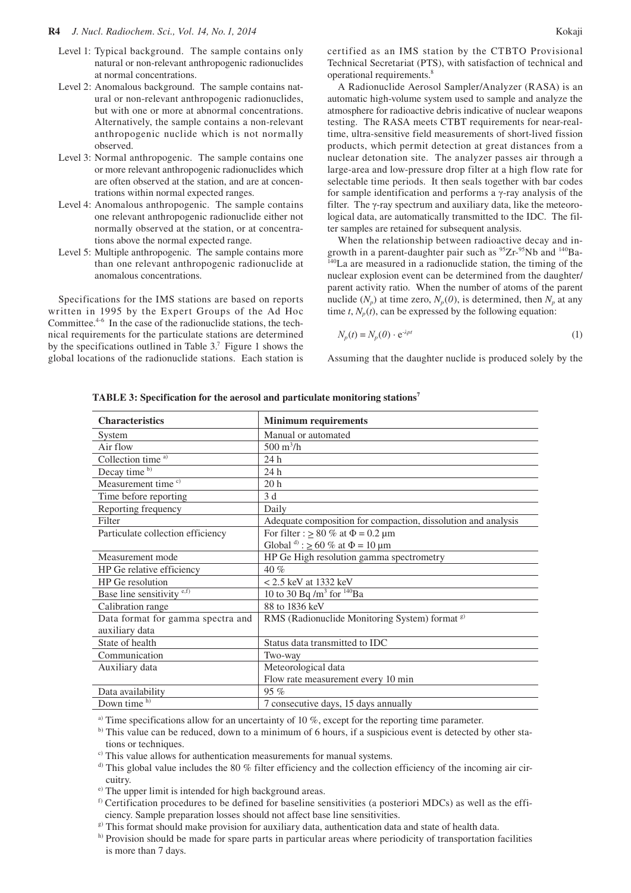Level 1: Typical background. The sample contains only natural or non-relevant anthropogenic radionuclides at normal concentrations.

Level 2: Anomalous background. The sample contains natural or non-relevant anthropogenic radionuclides, but with one or more at abnormal concentrations. Alternatively, the sample contains a non-relevant anthropogenic nuclide which is not normally observed.

Level 3: Normal anthropogenic. The sample contains one or more relevant anthropogenic radionuclides which are often observed at the station, and are at concentrations within normal expected ranges.

Level 4: Anomalous anthropogenic. The sample contains one relevant anthropogenic radionuclide either not normally observed at the station, or at concentrations above the normal expected range.

Level 5: Multiple anthropogenic. The sample contains more than one relevant anthropogenic radionuclide at anomalous concentrations.

Specifications for the IMS stations are based on reports written in 1995 by the Expert Groups of the Ad Hoc Committee.[4-6] In the case of the radionuclide stations, the technical requirements for the particulate stations are determined by the specifications outlined in Table 3.[7] Figure 1 shows the global locations of the radionuclide stations. Each station is certified as an IMS station by the CTBTO Provisional Technical Secretariat (PTS), with satisfaction of technical and operational requirements.[8]

A Radionuclide Aerosol Sampler/Analyzer (RASA) is an automatic high-volume system used to sample and analyze the atmosphere for radioactive debris indicative of nuclear weapons testing. The RASA meets CTBT requirements for near-real-time, ultra-sensitive field measurements of short-lived fission products, which permit detection at great distances from a nuclear detonation site. The analyzer passes air through a large-area and low-pressure drop filter at a high flow rate for selectable time periods. It then seals together with bar codes for sample identification and performs a γ-ray analysis of the filter. The γ-ray spectrum and auxiliary data, like the meteorological data, are automatically transmitted to the IDC. The filter samples are retained for subsequent analysis.

When the relationship between radioactive decay and ingrowth in a parent-daughter pair such as $^{95}$Zr-$^{95}$Nb and $^{140}$Ba-$^{140}$La are measured in a radionuclide station, the timing of the nuclear explosion event can be determined from the daughter/parent activity ratio. When the number of atoms of the parent nuclide ($N_p$) at time zero, $N_p(0)$, is determined, then $N_p$ at any time $t$, $N_p(t)$, can be expressed by the following equation:

$$N_p(t) = N_p(0) \cdot e^{-\lambda_p t} \tag{1}$$

Assuming that the daughter nuclide is produced solely by the

**TABLE 3: Specification for the aerosol and particulate monitoring stations[7]**

| Characteristics | Minimum requirements |
|---|---|
| System | Manual or automated |
| Air flow | 500 m$^3$/h |
| Collection time [a)] | 24 h |
| Decay time [b)] | 24 h |
| Measurement time [c)] | 20 h |
| Time before reporting | 3 d |
| Reporting frequency | Daily |
| Filter | Adequate composition for compaction, dissolution and analysis |
| Particulate collection efficiency | For filter : ≥ 80 % at Φ = 0.2 μm<br>Global [d)] : ≥ 60 % at Φ = 10 μm |
| Measurement mode | HP Ge High resolution gamma spectrometry |
| HP Ge relative efficiency | 40 % |
| HP Ge resolution | < 2.5 keV at 1332 keV |
| Base line sensitivity [e,f)] | 10 to 30 Bq /m$^3$ for $^{140}$Ba |
| Calibration range | 88 to 1836 keV |
| Data format for gamma spectra and auxiliary data | RMS (Radionuclide Monitoring System) format [g)] |
| State of health | Status data transmitted to IDC |
| Communication | Two-way |
| Auxiliary data | Meteorological data<br>Flow rate measurement every 10 min |
| Data availability | 95 % |
| Down time [h)] | 7 consecutive days, 15 days annually |

[a)] Time specifications allow for an uncertainty of 10 %, except for the reporting time parameter.
[b)] This value can be reduced, down to a minimum of 6 hours, if a suspicious event is detected by other stations or techniques.
[c)] This value allows for authentication measurements for manual systems.
[d)] This global value includes the 80 % filter efficiency and the collection efficiency of the incoming air circuitry.
[e)] The upper limit is intended for high background areas.
[f)] Certification procedures to be defined for baseline sensitivities (a posteriori MDCs) as well as the efficiency. Sample preparation losses should not affect base line sensitivities.
[g)] This format should make provision for auxiliary data, authentication data and state of health data.
[h)] Provision should be made for spare parts in particular areas where periodicity of transportation facilities is more than 7 days.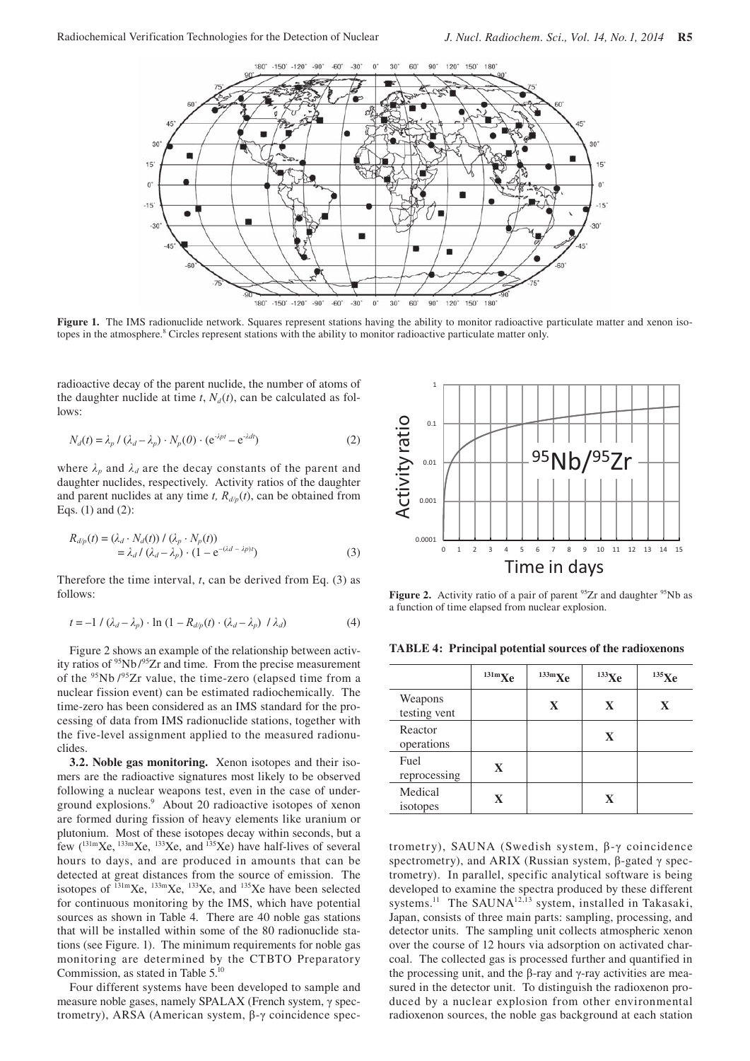**Figure 1.** The IMS radionuclide network. Squares represent stations having the ability to monitor radioactive particulate matter and xenon isotopes in the atmosphere.[8] Circles represent stations with the ability to monitor radioactive particulate matter only.

radioactive decay of the parent nuclide, the number of atoms of the daughter nuclide at time $t$, $N_d(t)$, can be calculated as follows:

$$N_d(t) = \lambda_p / (\lambda_d - \lambda_p) \cdot N_p(0) \cdot (e^{-\lambda pt} - e^{-\lambda dt}) \tag{2}$$

where $\lambda_p$ and $\lambda_d$ are the decay constants of the parent and daughter nuclides, respectively. Activity ratios of the daughter and parent nuclides at any time $t$, $R_{d/p}(t)$, can be obtained from Eqs. (1) and (2):

$$\begin{aligned} R_{d/p}(t) &= (\lambda_d \cdot N_d(t)) / (\lambda_p \cdot N_p(t)) \\ &= \lambda_d / (\lambda_d - \lambda_p) \cdot (1 - e^{-(\lambda d - \lambda p)t}) \end{aligned} \tag{3}$$

Therefore the time interval, $t$, can be derived from Eq. (3) as follows:

$$t = -1 / (\lambda_d - \lambda_p) \cdot \ln (1 - R_{d/p}(t) \cdot (\lambda_d - \lambda_p) / \lambda_d) \tag{4}$$

Figure 2 shows an example of the relationship between activity ratios of $^{95}$Nb/$^{95}$Zr and time. From the precise measurement of the $^{95}$Nb/$^{95}$Zr value, the time-zero (elapsed time from a nuclear fission event) can be estimated radiochemically. The time-zero has been considered as an IMS standard for the processing of data from IMS radionuclide stations, together with the five-level assignment applied to the measured radionuclides.

**3.2. Noble gas monitoring.** Xenon isotopes and their isomers are the radioactive signatures most likely to be observed following a nuclear weapons test, even in the case of underground explosions.[9] About 20 radioactive isotopes of xenon are formed during fission of heavy elements like uranium or plutonium. Most of these isotopes decay within seconds, but a few ($^{131m}$Xe, $^{133m}$Xe, $^{133}$Xe, and $^{135}$Xe) have half-lives of several hours to days, and are produced in amounts that can be detected at great distances from the source of emission. The isotopes of $^{131m}$Xe, $^{133m}$Xe, $^{133}$Xe, and $^{135}$Xe have been selected for continuous monitoring by the IMS, which have potential sources as shown in Table 4. There are 40 noble gas stations that will be installed within some of the 80 radionuclide stations (see Figure. 1). The minimum requirements for noble gas monitoring are determined by the CTBTO Preparatory Commission, as stated in Table 5.[10]

Four different systems have been developed to sample and measure noble gases, namely SPALAX (French system, γ spectrometry), ARSA (American system, β-γ coincidence spectrometry), SAUNA (Swedish system, β-γ coincidence spectrometry), and ARIX (Russian system, β-gated γ spectrometry). In parallel, specific analytical software is being developed to examine the spectra produced by these different systems.[11] The SAUNA[12,13] system, installed in Takasaki, Japan, consists of three main parts: sampling, processing, and detector units. The sampling unit collects atmospheric xenon over the course of 12 hours via adsorption on activated charcoal. The collected gas is processed further and quantified in the processing unit, and the β-ray and γ-ray activities are measured in the detector unit. To distinguish the radioxenon produced by a nuclear explosion from other environmental radioxenon sources, the noble gas background at each station

**Figure 2.** Activity ratio of a pair of parent $^{95}$Zr and daughter $^{95}$Nb as a function of time elapsed from nuclear explosion.

**TABLE 4: Principal potential sources of the radioxenons**

| | $^{131m}$Xe | $^{133m}$Xe | $^{133}$Xe | $^{135}$Xe |
|---|---|---|---|---|
| Weapons testing vent | | X | X | X |
| Reactor operations | | | X | |
| Fuel reprocessing | X | | | |
| Medical isotopes | X | | X | |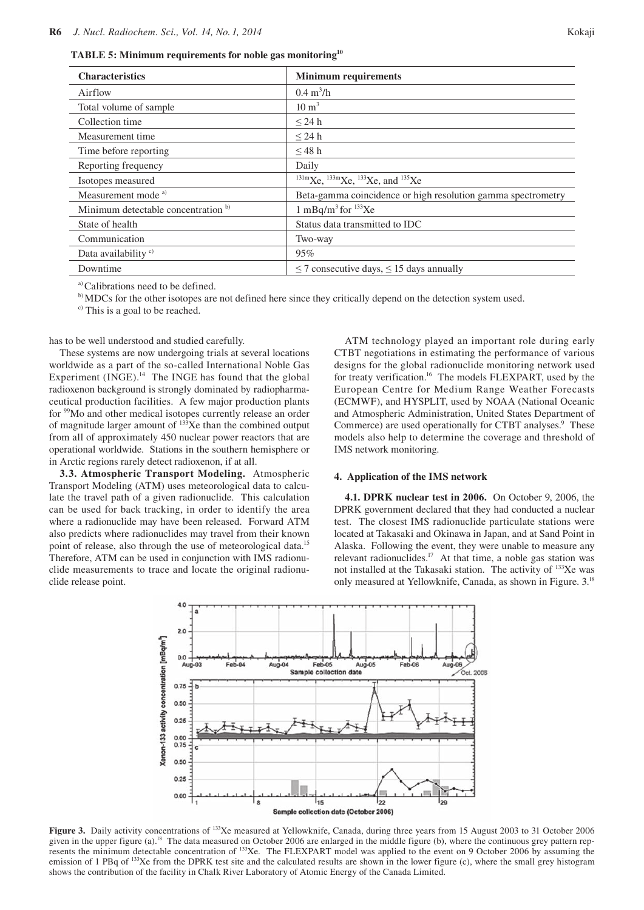**TABLE 5: Minimum requirements for noble gas monitoring**[10]

| Characteristics | Minimum requirements |
|---|---|
| Airflow | 0.4 $m^3$/h |
| Total volume of sample | 10 $m^3$ |
| Collection time | ≤ 24 h |
| Measurement time | ≤ 24 h |
| Time before reporting | ≤ 48 h |
| Reporting frequency | Daily |
| Isotopes measured | $^{131m}$Xe, $^{133m}$Xe, $^{133}$Xe, and $^{135}$Xe |
| Measurement mode [a)] | Beta-gamma coincidence or high resolution gamma spectrometry |
| Minimum detectable concentration [b)] | 1 mBq/$m^3$ for $^{133}$Xe |
| State of health | Status data transmitted to IDC |
| Communication | Two-way |
| Data availability [c)] | 95% |
| Downtime | ≤ 7 consecutive days, ≤ 15 days annually |

[a)] Calibrations need to be defined.

[b)] MDCs for the other isotopes are not defined here since they critically depend on the detection system used.

[c)] This is a goal to be reached.

has to be well understood and studied carefully.

These systems are now undergoing trials at several locations worldwide as a part of the so-called International Noble Gas Experiment (INGE).[14] The INGE has found that the global radioxenon background is strongly dominated by radiopharmaceutical production facilities. A few major production plants for $^{99}$Mo and other medical isotopes currently release an order of magnitude larger amount of $^{133}$Xe than the combined output from all of approximately 450 nuclear power reactors that are operational worldwide. Stations in the southern hemisphere or in Arctic regions rarely detect radioxenon, if at all.

**3.3. Atmospheric Transport Modeling.** Atmospheric Transport Modeling (ATM) uses meteorological data to calculate the travel path of a given radionuclide. This calculation can be used for back tracking, in order to identify the area where a radionuclide may have been released. Forward ATM also predicts where radionuclides may travel from their known point of release, also through the use of meteorological data.[15] Therefore, ATM can be used in conjunction with IMS radionuclide measurements to trace and locate the original radionuclide release point.

ATM technology played an important role during early CTBT negotiations in estimating the performance of various designs for the global radionuclide monitoring network used for treaty verification.[16] The models FLEXPART, used by the European Centre for Medium Range Weather Forecasts (ECMWF), and HYSPLIT, used by NOAA (National Oceanic and Atmospheric Administration, United States Department of Commerce) are used operationally for CTBT analyses.[9] These models also help to determine the coverage and threshold of IMS network monitoring.

## 4. Application of the IMS network

**4.1. DPRK nuclear test in 2006.** On October 9, 2006, the DPRK government declared that they had conducted a nuclear test. The closest IMS radionuclide particulate stations were located at Takasaki and Okinawa in Japan, and at Sand Point in Alaska. Following the event, they were unable to measure any relevant radionuclides.[17] At that time, a noble gas station was not installed at the Takasaki station. The activity of $^{133}$Xe was only measured at Yellowknife, Canada, as shown in Figure. 3.[18]

**Figure 3.** Daily activity concentrations of $^{133}$Xe measured at Yellowknife, Canada, during three years from 15 August 2003 to 31 October 2006 given in the upper figure (a).[18] The data measured on October 2006 are enlarged in the middle figure (b), where the continuous grey pattern represents the minimum detectable concentration of $^{133}$Xe. The FLEXPART model was applied to the event on 9 October 2006 by assuming the emission of 1 PBq of $^{133}$Xe from the DPRK test site and the calculated results are shown in the lower figure (c), where the small grey histogram shows the contribution of the facility in Chalk River Laboratory of Atomic Energy of the Canada Limited.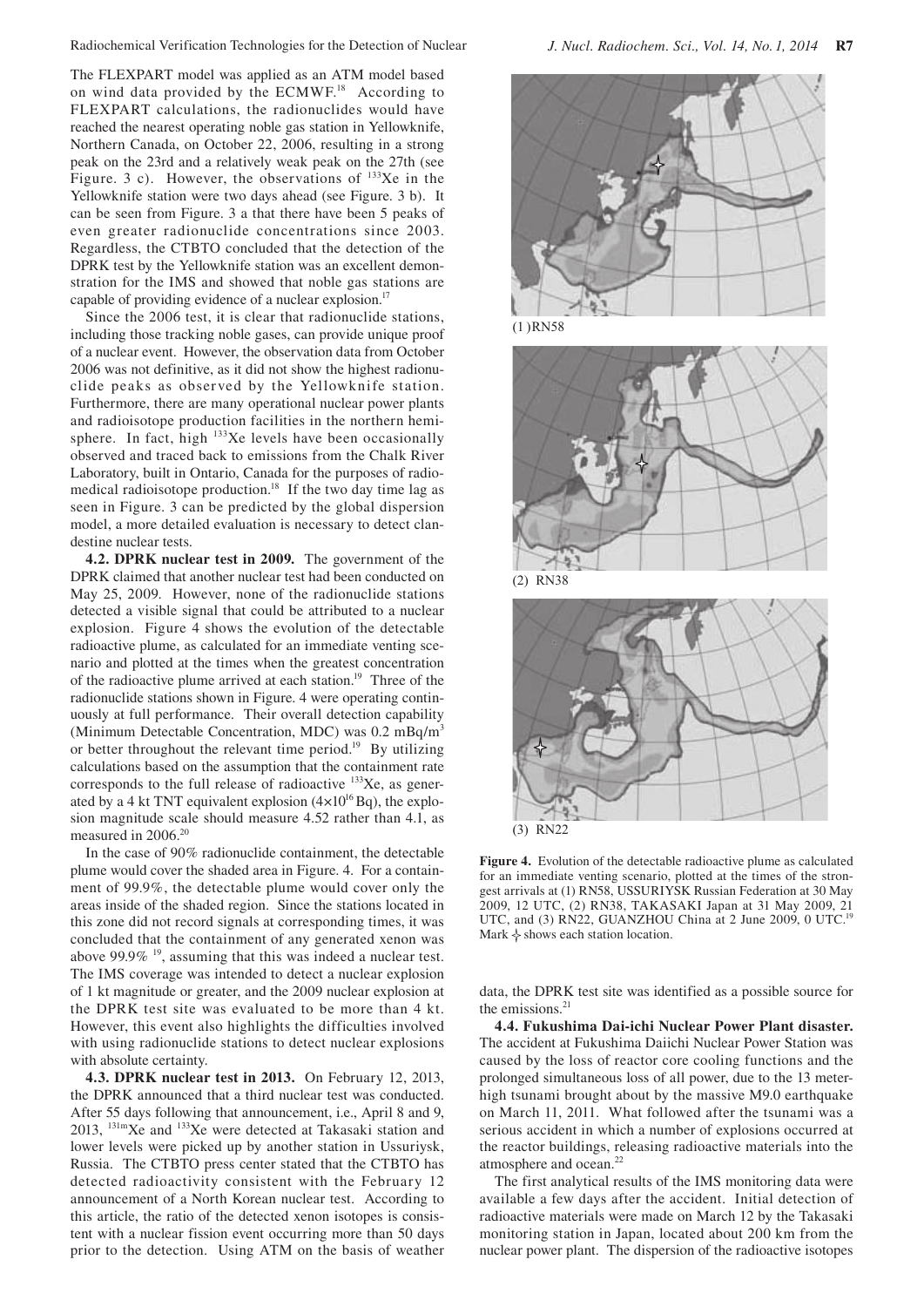The FLEXPART model was applied as an ATM model based on wind data provided by the ECMWF.[18] According to FLEXPART calculations, the radionuclides would have reached the nearest operating noble gas station in Yellowknife, Northern Canada, on October 22, 2006, resulting in a strong peak on the 23rd and a relatively weak peak on the 27th (see Figure. 3 c). However, the observations of $^{133}$Xe in the Yellowknife station were two days ahead (see Figure. 3 b). It can be seen from Figure. 3 a that there have been 5 peaks of even greater radionuclide concentrations since 2003. Regardless, the CTBTO concluded that the detection of the DPRK test by the Yellowknife station was an excellent demonstration for the IMS and showed that noble gas stations are capable of providing evidence of a nuclear explosion.[17]

Since the 2006 test, it is clear that radionuclide stations, including those tracking noble gases, can provide unique proof of a nuclear event. However, the observation data from October 2006 was not definitive, as it did not show the highest radionuclide peaks as observed by the Yellowknife station. Furthermore, there are many operational nuclear power plants and radioisotope production facilities in the northern hemisphere. In fact, high $^{133}$Xe levels have been occasionally observed and traced back to emissions from the Chalk River Laboratory, built in Ontario, Canada for the purposes of radiomedical radioisotope production.[18] If the two day time lag as seen in Figure. 3 can be predicted by the global dispersion model, a more detailed evaluation is necessary to detect clandestine nuclear tests.

**4.2. DPRK nuclear test in 2009.** The government of the DPRK claimed that another nuclear test had been conducted on May 25, 2009. However, none of the radionuclide stations detected a visible signal that could be attributed to a nuclear explosion. Figure 4 shows the evolution of the detectable radioactive plume, as calculated for an immediate venting scenario and plotted at the times when the greatest concentration of the radioactive plume arrived at each station.[19] Three of the radionuclide stations shown in Figure. 4 were operating continuously at full performance. Their overall detection capability (Minimum Detectable Concentration, MDC) was 0.2 mBq/m$^3$ or better throughout the relevant time period.[19] By utilizing calculations based on the assumption that the containment rate corresponds to the full release of radioactive $^{133}$Xe, as generated by a 4 kt TNT equivalent explosion ($4 \times 10^{16}$ Bq), the explosion magnitude scale should measure 4.52 rather than 4.1, as measured in 2006.[20]

In the case of 90% radionuclide containment, the detectable plume would cover the shaded area in Figure. 4. For a containment of 99.9%, the detectable plume would cover only the areas inside of the shaded region. Since the stations located in this zone did not record signals at corresponding times, it was concluded that the containment of any generated xenon was above 99.9% [19], assuming that this was indeed a nuclear test. The IMS coverage was intended to detect a nuclear explosion of 1 kt magnitude or greater, and the 2009 nuclear explosion at the DPRK test site was evaluated to be more than 4 kt. However, this event also highlights the difficulties involved with using radionuclide stations to detect nuclear explosions with absolute certainty.

**4.3. DPRK nuclear test in 2013.** On February 12, 2013, the DPRK announced that a third nuclear test was conducted. After 55 days following that announcement, i.e., April 8 and 9, 2013, $^{131m}$Xe and $^{133}$Xe were detected at Takasaki station and lower levels were picked up by another station in Ussuriysk, Russia. The CTBTO press center stated that the CTBTO has detected radioactivity consistent with the February 12 announcement of a North Korean nuclear test. According to this article, the ratio of the detected xenon isotopes is consistent with a nuclear fission event occurring more than 50 days prior to the detection. Using ATM on the basis of weather data, the DPRK test site was identified as a possible source for the emissions.[21]

(1) RN58

(2) RN38

(3) RN22

**Figure 4.** Evolution of the detectable radioactive plume as calculated for an immediate venting scenario, plotted at the times of the strongest arrivals at (1) RN58, USSURIYSK Russian Federation at 30 May 2009, 12 UTC, (2) RN38, TAKASAKI Japan at 31 May 2009, 21 UTC, and (3) RN22, GUANZHOU China at 2 June 2009, 0 UTC.[19] Mark ✧ shows each station location.

**4.4. Fukushima Dai-ichi Nuclear Power Plant disaster.** The accident at Fukushima Daiichi Nuclear Power Station was caused by the loss of reactor core cooling functions and the prolonged simultaneous loss of all power, due to the 13 meter-high tsunami brought about by the massive M9.0 earthquake on March 11, 2011. What followed after the tsunami was a serious accident in which a number of explosions occurred at the reactor buildings, releasing radioactive materials into the atmosphere and ocean.[22]

The first analytical results of the IMS monitoring data were available a few days after the accident. Initial detection of radioactive materials were made on March 12 by the Takasaki monitoring station in Japan, located about 200 km from the nuclear power plant. The dispersion of the radioactive isotopes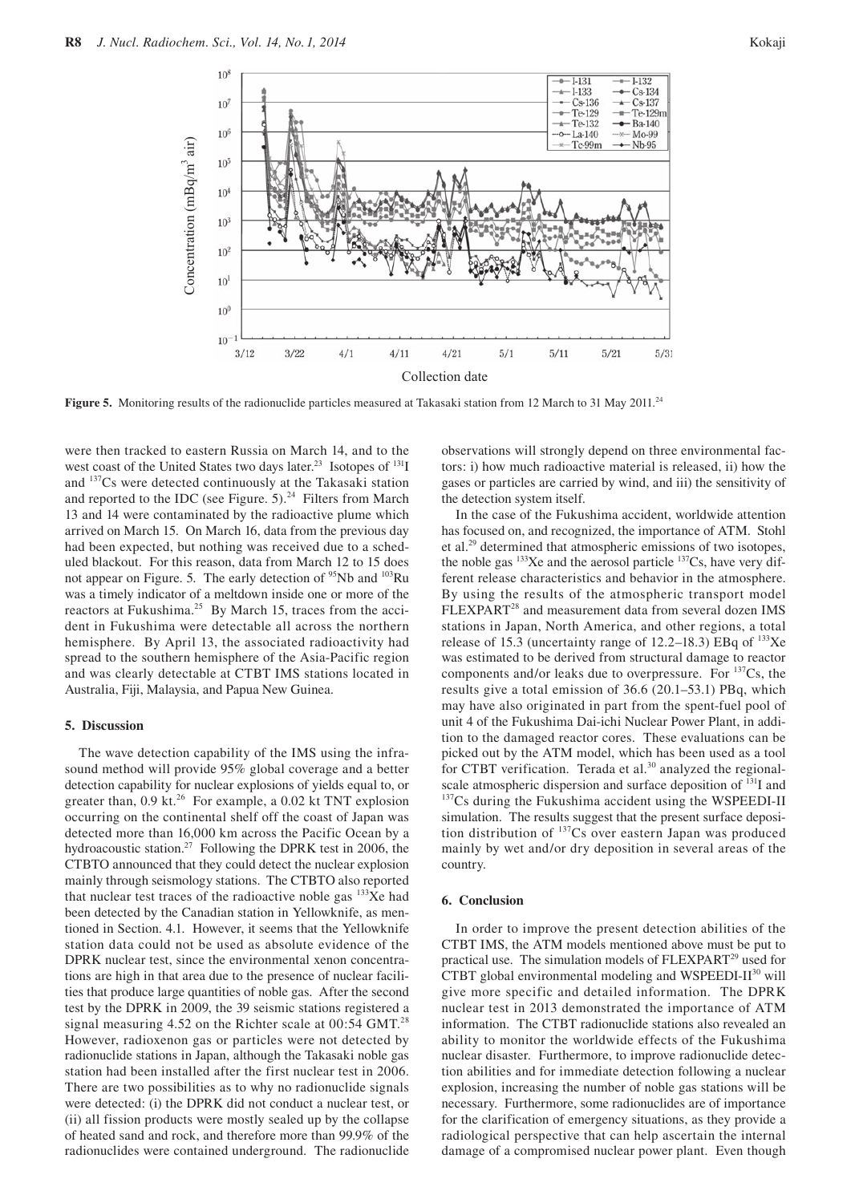**Figure 5.** Monitoring results of the radionuclide particles measured at Takasaki station from 12 March to 31 May 2011.[24]

were then tracked to eastern Russia on March 14, and to the west coast of the United States two days later.[23] Isotopes of $^{131}$I and $^{137}$Cs were detected continuously at the Takasaki station and reported to the IDC (see Figure. 5).[24] Filters from March 13 and 14 were contaminated by the radioactive plume which arrived on March 15. On March 16, data from the previous day had been expected, but nothing was received due to a scheduled blackout. For this reason, data from March 12 to 15 does not appear on Figure. 5. The early detection of $^{95}$Nb and $^{103}$Ru was a timely indicator of a meltdown inside one or more of the reactors at Fukushima.[25] By March 15, traces from the accident in Fukushima were detectable all across the northern hemisphere. By April 13, the associated radioactivity had spread to the southern hemisphere of the Asia-Pacific region and was clearly detectable at CTBT IMS stations located in Australia, Fiji, Malaysia, and Papua New Guinea.

## 5. Discussion

The wave detection capability of the IMS using the infrasound method will provide 95% global coverage and a better detection capability for nuclear explosions of yields equal to, or greater than, 0.9 kt.[26] For example, a 0.02 kt TNT explosion occurring on the continental shelf off the coast of Japan was detected more than 16,000 km across the Pacific Ocean by a hydroacoustic station.[27] Following the DPRK test in 2006, the CTBTO announced that they could detect the nuclear explosion mainly through seismology stations. The CTBTO also reported that nuclear test traces of the radioactive noble gas $^{133}$Xe had been detected by the Canadian station in Yellowknife, as mentioned in Section. 4.1. However, it seems that the Yellowknife station data could not be used as absolute evidence of the DPRK nuclear test, since the environmental xenon concentrations are high in that area due to the presence of nuclear facilities that produce large quantities of noble gas. After the second test by the DPRK in 2009, the 39 seismic stations registered a signal measuring 4.52 on the Richter scale at 00:54 GMT.[28] However, radioxenon gas or particles were not detected by radionuclide stations in Japan, although the Takasaki noble gas station had been installed after the first nuclear test in 2006. There are two possibilities as to why no radionuclide signals were detected: (i) the DPRK did not conduct a nuclear test, or (ii) all fission products were mostly sealed up by the collapse of heated sand and rock, and therefore more than 99.9% of the radionuclides were contained underground. The radionuclide observations will strongly depend on three environmental factors: i) how much radioactive material is released, ii) how the gases or particles are carried by wind, and iii) the sensitivity of the detection system itself.

In the case of the Fukushima accident, worldwide attention has focused on, and recognized, the importance of ATM. Stohl et al.[29] determined that atmospheric emissions of two isotopes, the noble gas $^{133}$Xe and the aerosol particle $^{137}$Cs, have very different release characteristics and behavior in the atmosphere. By using the results of the atmospheric transport model FLEXPART[28] and measurement data from several dozen IMS stations in Japan, North America, and other regions, a total release of 15.3 (uncertainty range of 12.2–18.3) EBq of $^{133}$Xe was estimated to be derived from structural damage to reactor components and/or leaks due to overpressure. For $^{137}$Cs, the results give a total emission of 36.6 (20.1–53.1) PBq, which may have also originated in part from the spent-fuel pool of unit 4 of the Fukushima Dai-ichi Nuclear Power Plant, in addition to the damaged reactor cores. These evaluations can be picked out by the ATM model, which has been used as a tool for CTBT verification. Terada et al.[30] analyzed the regional-scale atmospheric dispersion and surface deposition of $^{131}$I and $^{137}$Cs during the Fukushima accident using the WSPEEDI-II simulation. The results suggest that the present surface deposition distribution of $^{137}$Cs over eastern Japan was produced mainly by wet and/or dry deposition in several areas of the country.

## 6. Conclusion

In order to improve the present detection abilities of the CTBT IMS, the ATM models mentioned above must be put to practical use. The simulation models of FLEXPART[29] used for CTBT global environmental modeling and WSPEEDI-II[30] will give more specific and detailed information. The DPRK nuclear test in 2013 demonstrated the importance of ATM information. The CTBT radionuclide stations also revealed an ability to monitor the worldwide effects of the Fukushima nuclear disaster. Furthermore, to improve radionuclide detection abilities and for immediate detection following a nuclear explosion, increasing the number of noble gas stations will be necessary. Furthermore, some radionuclides are of importance for the clarification of emergency situations, as they provide a radiological perspective that can help ascertain the internal damage of a compromised nuclear power plant. Even though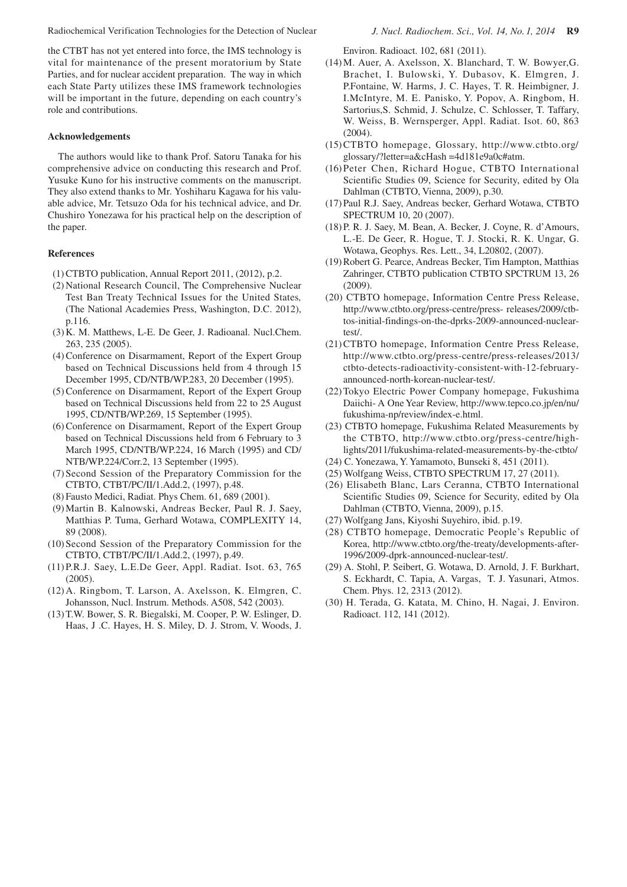the CTBT has not yet entered into force, the IMS technology is vital for maintenance of the present moratorium by State Parties, and for nuclear accident preparation. The way in which each State Party utilizes these IMS framework technologies will be important in the future, depending on each country's role and contributions.

### Acknowledgements

The authors would like to thank Prof. Satoru Tanaka for his comprehensive advice on conducting this research and Prof. Yusuke Kuno for his instructive comments on the manuscript. They also extend thanks to Mr. Yoshiharu Kagawa for his valuable advice, Mr. Tetsuzo Oda for his technical advice, and Dr. Chushiro Yonezawa for his practical help on the description of the paper.

### References

(1) CTBTO publication, Annual Report 2011, (2012), p.2.

(2) National Research Council, The Comprehensive Nuclear Test Ban Treaty Technical Issues for the United States, (The National Academies Press, Washington, D.C. 2012), p.116.

(3) K. M. Matthews, L-E. De Geer, J. Radioanal. Nucl.Chem. 263, 235 (2005).

(4) Conference on Disarmament, Report of the Expert Group based on Technical Discussions held from 4 through 15 December 1995, CD/NTB/WP.283, 20 December (1995).

(5) Conference on Disarmament, Report of the Expert Group based on Technical Discussions held from 22 to 25 August 1995, CD/NTB/WP.269, 15 September (1995).

(6) Conference on Disarmament, Report of the Expert Group based on Technical Discussions held from 6 February to 3 March 1995, CD/NTB/WP.224, 16 March (1995) and CD/NTB/WP.224/Corr.2, 13 September (1995).

(7) Second Session of the Preparatory Commission for the CTBTO, CTBT/PC/II/1.Add.2, (1997), p.48.

(8) Fausto Medici, Radiat. Phys Chem. 61, 689 (2001).

(9) Martin B. Kalnowski, Andreas Becker, Paul R. J. Saey, Matthias P. Tuma, Gerhard Wotawa, COMPLEXITY 14, 89 (2008).

(10) Second Session of the Preparatory Commission for the CTBTO, CTBT/PC/II/1.Add.2, (1997), p.49.

(11) P.R.J. Saey, L.E.De Geer, Appl. Radiat. Isot. 63, 765 (2005).

(12) A. Ringbom, T. Larson, A. Axelsson, K. Elmgren, C. Johansson, Nucl. Instrum. Methods. A508, 542 (2003).

(13) T.W. Bower, S. R. Biegalski, M. Cooper, P. W. Eslinger, D. Haas, J .C. Hayes, H. S. Miley, D. J. Strom, V. Woods, J. Environ. Radioact. 102, 681 (2011).

(14) M. Auer, A. Axelsson, X. Blanchard, T. W. Bowyer,G. Brachet, I. Bulowski, Y. Dubasov, K. Elmgren, J. P.Fontaine, W. Harms, J. C. Hayes, T. R. Heimbigner, J. I.McIntyre, M. E. Panisko, Y. Popov, A. Ringbom, H. Sartorius,S. Schmid, J. Schulze, C. Schlosser, T. Taffary, W. Weiss, B. Wernsperger, Appl. Radiat. Isot. 60, 863 (2004).

(15) CTBTO homepage, Glossary, http://www.ctbto.org/glossary/?letter=a&cHash =4d181e9a0c#atm.

(16) Peter Chen, Richard Hogue, CTBTO International Scientific Studies 09, Science for Security, edited by Ola Dahlman (CTBTO, Vienna, 2009), p.30.

(17) Paul R.J. Saey, Andreas becker, Gerhard Wotawa, CTBTO SPECTRUM 10, 20 (2007).

(18) P. R. J. Saey, M. Bean, A. Becker, J. Coyne, R. d'Amours, L.-E. De Geer, R. Hogue, T. J. Stocki, R. K. Ungar, G. Wotawa, Geophys. Res. Lett., 34, L20802, (2007).

(19) Robert G. Pearce, Andreas Becker, Tim Hampton, Matthias Zahringer, CTBTO publication CTBTO SPCTRUM 13, 26 (2009).

(20) CTBTO homepage, Information Centre Press Release, http://www.ctbto.org/press-centre/press- releases/2009/ctbtos-initial-findings-on-the-dprks-2009-announced-nuclear-test/.

(21) CTBTO homepage, Information Centre Press Release, http://www.ctbto.org/press-centre/press-releases/2013/ctbto-detects-radioactivity-consistent-with-12-february-announced-north-korean-nuclear-test/.

(22) Tokyo Electric Power Company homepage, Fukushima Daiichi- A One Year Review, http://www.tepco.co.jp/en/nu/fukushima-np/review/index-e.html.

(23) CTBTO homepage, Fukushima Related Measurements by the CTBTO, http://www.ctbto.org/press-centre/highlights/2011/fukushima-related-measurements-by-the-ctbto/

(24) C. Yonezawa, Y. Yamamoto, Bunseki 8, 451 (2011).

(25) Wolfgang Weiss, CTBTO SPECTRUM 17, 27 (2011).

(26) Elisabeth Blanc, Lars Ceranna, CTBTO International Scientific Studies 09, Science for Security, edited by Ola Dahlman (CTBTO, Vienna, 2009), p.15.

(27) Wolfgang Jans, Kiyoshi Suyehiro, ibid. p.19.

(28) CTBTO homepage, Democratic People's Republic of Korea, http://www.ctbto.org/the-treaty/developments-after-1996/2009-dprk-announced-nuclear-test/.

(29) A. Stohl, P. Seibert, G. Wotawa, D. Arnold, J. F. Burkhart, S. Eckhardt, C. Tapia, A. Vargas, T. J. Yasunari, Atmos. Chem. Phys. 12, 2313 (2012).

(30) H. Terada, G. Katata, M. Chino, H. Nagai, J. Environ. Radioact. 112, 141 (2012).